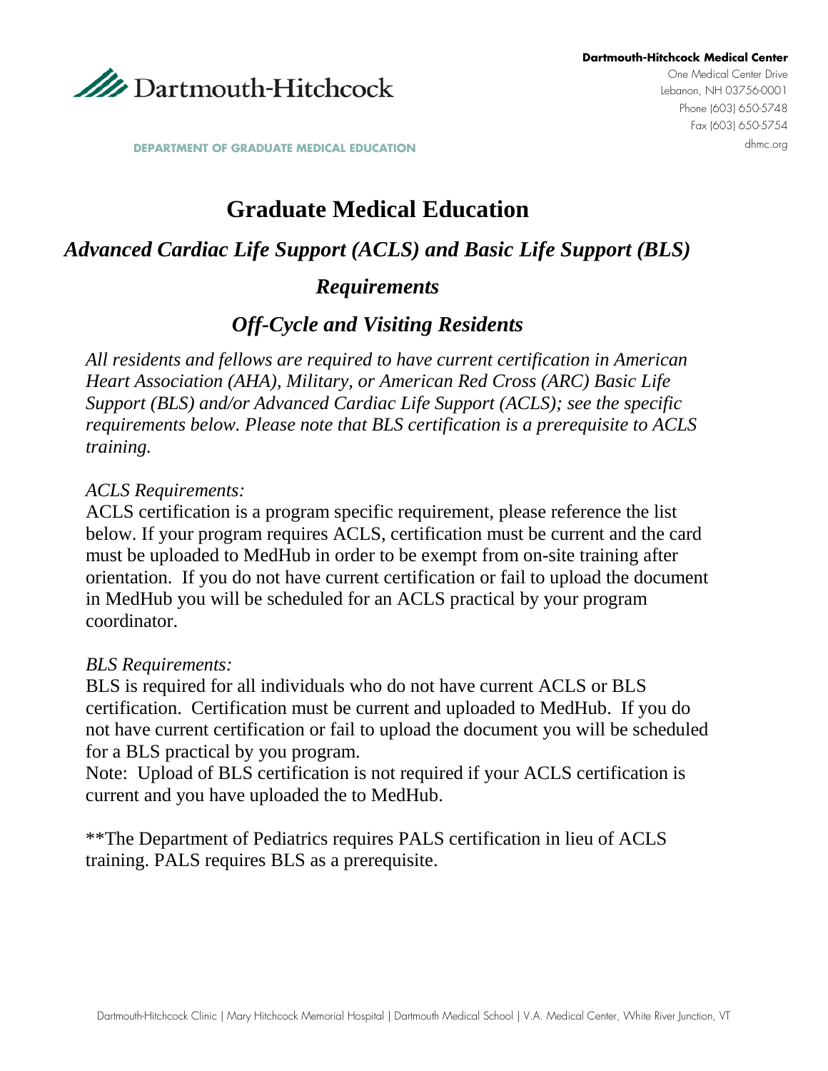**Dartmouth-Hitchcock Medical Center**
One Medical Center Drive
Lebanon, NH 03756-0001
Phone (603) 650-5748
Fax (603) 650-5754
dhmc.org

DEPARTMENT OF GRADUATE MEDICAL EDUCATION

# Graduate Medical Education

## *Advanced Cardiac Life Support (ACLS) and Basic Life Support (BLS) Requirements*

## *Off-Cycle and Visiting Residents*

*All residents and fellows are required to have current certification in American Heart Association (AHA), Military, or American Red Cross (ARC) Basic Life Support (BLS) and/or Advanced Cardiac Life Support (ACLS); see the specific requirements below. Please note that BLS certification is a prerequisite to ACLS training.*

*ACLS Requirements:*
ACLS certification is a program specific requirement, please reference the list below. If your program requires ACLS, certification must be current and the card must be uploaded to MedHub in order to be exempt from on-site training after orientation. If you do not have current certification or fail to upload the document in MedHub you will be scheduled for an ACLS practical by your program coordinator.

*BLS Requirements:*
BLS is required for all individuals who do not have current ACLS or BLS certification. Certification must be current and uploaded to MedHub. If you do not have current certification or fail to upload the document you will be scheduled for a BLS practical by you program.
Note: Upload of BLS certification is not required if your ACLS certification is current and you have uploaded the to MedHub.

**The Department of Pediatrics requires PALS certification in lieu of ACLS training. PALS requires BLS as a prerequisite.

Dartmouth-Hitchcock Clinic | Mary Hitchcock Memorial Hospital | Dartmouth Medical School | V.A. Medical Center, White River Junction, VT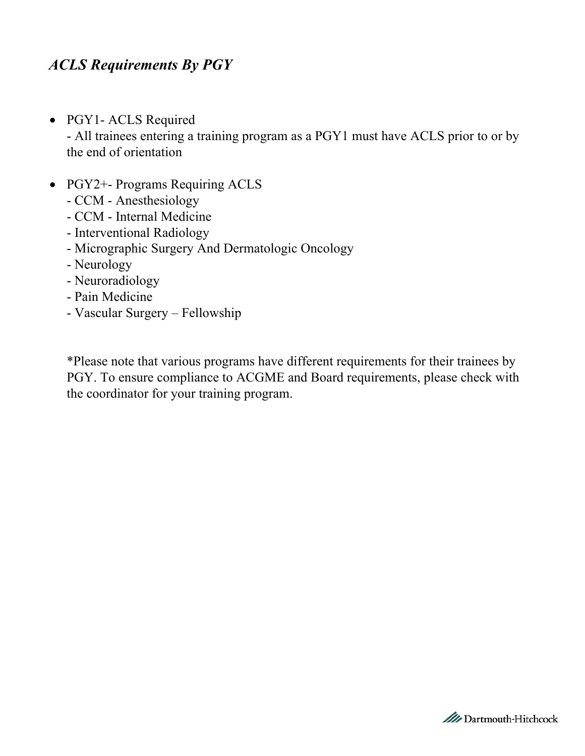## *ACLS Requirements By PGY*

- PGY1- ACLS Required
  - All trainees entering a training program as a PGY1 must have ACLS prior to or by the end of orientation

- PGY2+- Programs Requiring ACLS
  - CCM - Anesthesiology
  - CCM - Internal Medicine
  - Interventional Radiology
  - Micrographic Surgery And Dermatologic Oncology
  - Neurology
  - Neuroradiology
  - Pain Medicine
  - Vascular Surgery – Fellowship

*Please note that various programs have different requirements for their trainees by PGY. To ensure compliance to ACGME and Board requirements, please check with the coordinator for your training program.